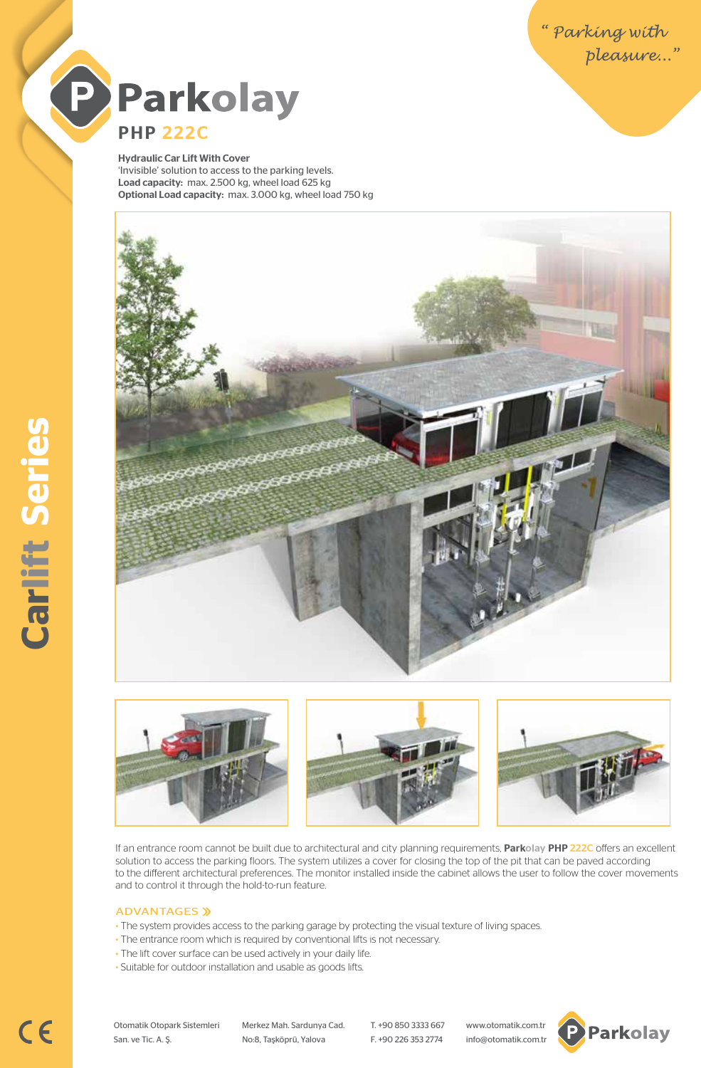*" Parking with pleasure..."*

# Parkolay

## PHP 222C

**Hydraulic Car Lift With Cover**
'Invisible' solution to access to the parking levels.
**Load capacity:** max. 2.500 kg, wheel load 625 kg
**Optional Load capacity:** max. 3.000 kg, wheel load 750 kg

Carlift Series

If an entrance room cannot be built due to architectural and city planning requirements, **Parkolay PHP 222C** offers an excellent solution to access the parking floors. The system utilizes a cover for closing the top of the pit that can be paved according to the different architectural preferences. The monitor installed inside the cabinet allows the user to follow the cover movements and to control it through the hold-to-run feature.

### ADVANTAGES »

- The system provides access to the parking garage by protecting the visual texture of living spaces.
- The entrance room which is required by conventional lifts is not necessary.
- The lift cover surface can be used actively in your daily life.
- Suitable for outdoor installation and usable as goods lifts.

CE

Otomatik Otopark Sistemleri San. ve Tic. A. Ş.
Merkez Mah. Sardunya Cad. No:8, Taşköprü, Yalova
T. +90 850 3333 667
F. +90 226 353 2774
www.otomatik.com.tr
info@otomatik.com.tr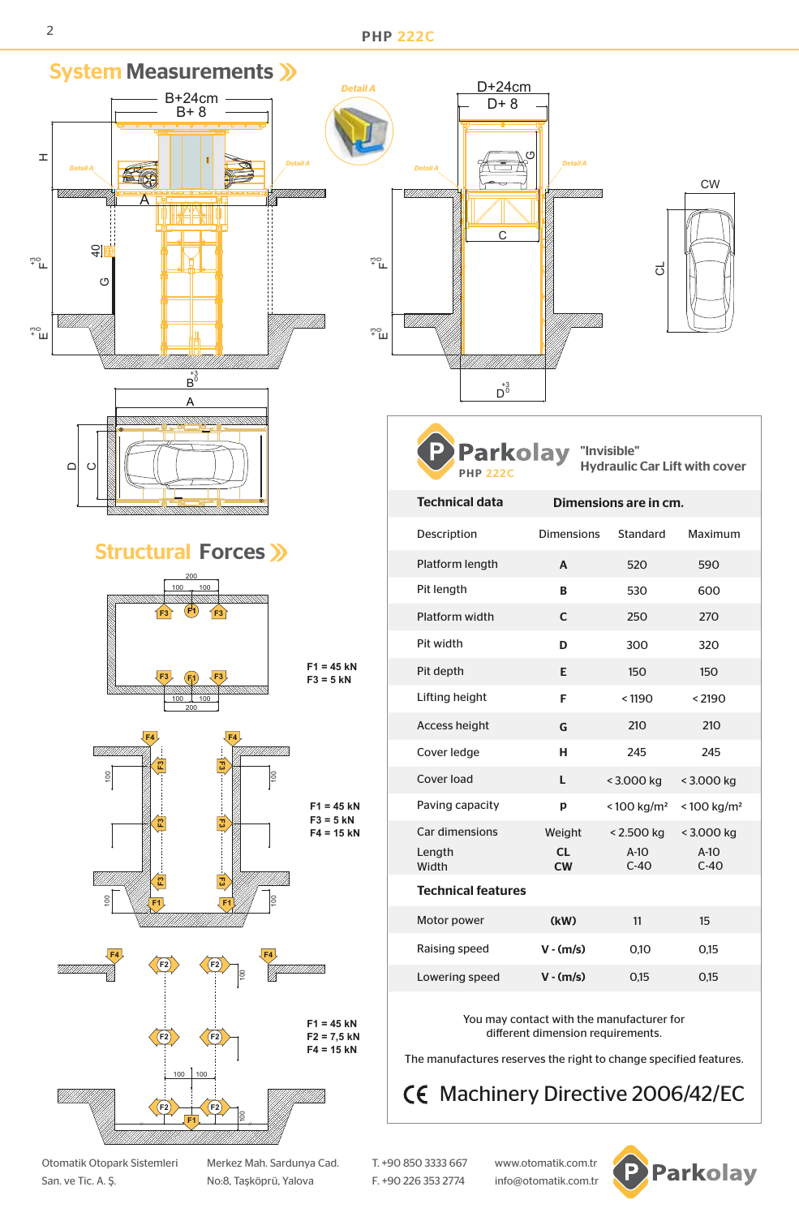## System Measurements

## Structural Forces

F1 = 45 kN
F3 = 5 kN

F1 = 45 kN
F3 = 5 kN
F4 = 15 kN

F1 = 45 kN
F2 = 7,5 kN
F4 = 15 kN

**Parkolay** PHP 222C — "Invisible" Hydraulic Car Lift with cover

| Technical data | Dimensions are in cm. | | |
|---|---|---|---|
| Description | Dimensions | Standard | Maximum |
| Platform length | A | 520 | 590 |
| Pit length | B | 530 | 600 |
| Platform width | C | 250 | 270 |
| Pit width | D | 300 | 320 |
| Pit depth | E | 150 | 150 |
| Lifting height | F | < 1190 | < 2190 |
| Access height | G | 210 | 210 |
| Cover ledge | H | 245 | 245 |
| Cover load | L | < 3.000 kg | < 3.000 kg |
| Paving capacity | p | < 100 kg/m² | < 100 kg/m² |
| Car dimensions | Weight | < 2.500 kg | < 3.000 kg |
| Length | CL | A-10 | A-10 |
| Width | CW | C-40 | C-40 |
| **Technical features** | | | |
| Motor power | (kW) | 11 | 15 |
| Raising speed | V - (m/s) | 0,10 | 0,15 |
| Lowering speed | V - (m/s) | 0,15 | 0,15 |

You may contact with the manufacturer for different dimension requirements.

The manufactures reserves the right to change specified features.

CE Machinery Directive 2006/42/EC

Otomatik Otopark Sistemleri San. ve Tic. A. Ş. — Merkez Mah. Sardunya Cad. No:8, Taşköprü, Yalova — T. +90 850 3333 667 F. +90 226 353 2774 — www.otomatik.com.tr info@otomatik.com.tr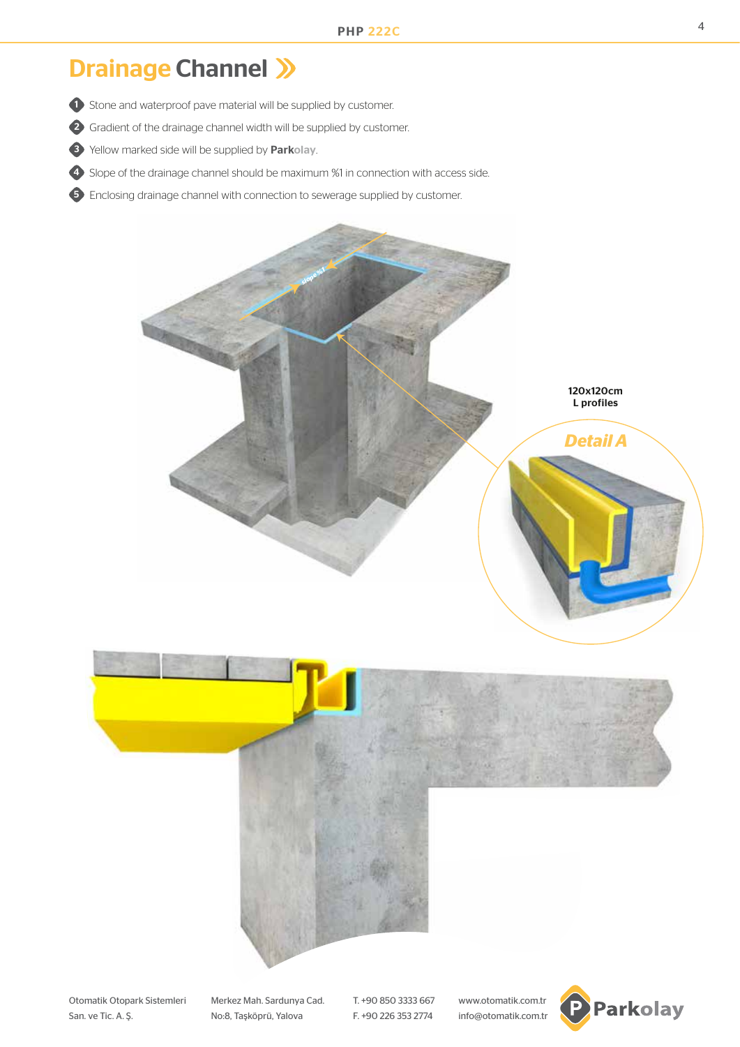# Drainage Channel

1. Stone and waterproof pave material will be supplied by customer.
2. Gradient of the drainage channel width will be supplied by customer.
3. Yellow marked side will be supplied by **Park**olay.
4. Slope of the drainage channel should be maximum %1 in connection with access side.
5. Enclosing drainage channel with connection to sewerage supplied by customer.

slope %1

120x120cm
L profiles

*Detail A*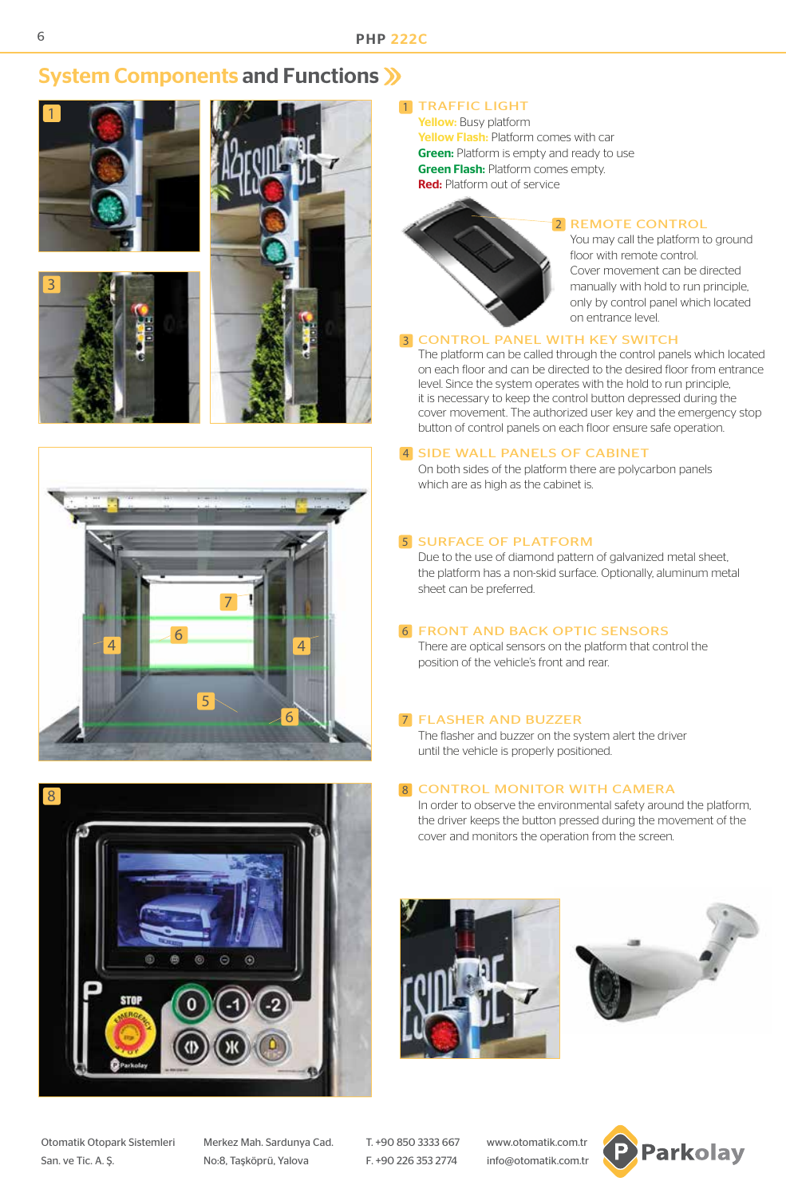# System Components and Functions

## 1 TRAFFIC LIGHT

**Yellow:** Busy platform
**Yellow Flash:** Platform comes with car
**Green:** Platform is empty and ready to use
**Green Flash:** Platform comes empty.
**Red:** Platform out of service

## 2 REMOTE CONTROL

You may call the platform to ground floor with remote control. Cover movement can be directed manually with hold to run principle, only by control panel which located on entrance level.

## 3 CONTROL PANEL WITH KEY SWITCH

The platform can be called through the control panels which located on each floor and can be directed to the desired floor from entrance level. Since the system operates with the hold to run principle, it is necessary to keep the control button depressed during the cover movement. The authorized user key and the emergency stop button of control panels on each floor ensure safe operation.

## 4 SIDE WALL PANELS OF CABINET

On both sides of the platform there are polycarbon panels which are as high as the cabinet is.

## 5 SURFACE OF PLATFORM

Due to the use of diamond pattern of galvanized metal sheet, the platform has a non-skid surface. Optionally, aluminum metal sheet can be preferred.

## 6 FRONT AND BACK OPTIC SENSORS

There are optical sensors on the platform that control the position of the vehicle's front and rear.

## 7 FLASHER AND BUZZER

The flasher and buzzer on the system alert the driver until the vehicle is properly positioned.

## 8 CONTROL MONITOR WITH CAMERA

In order to observe the environmental safety around the platform, the driver keeps the button pressed during the movement of the cover and monitors the operation from the screen.

Otomatik Otopark Sistemleri San. ve Tic. A. Ş. | Merkez Mah. Sardunya Cad. No:8, Taşköprü, Yalova | T. +90 850 3333 667 F. +90 226 353 2774 | www.otomatik.com.tr info@otomatik.com.tr | Parkolay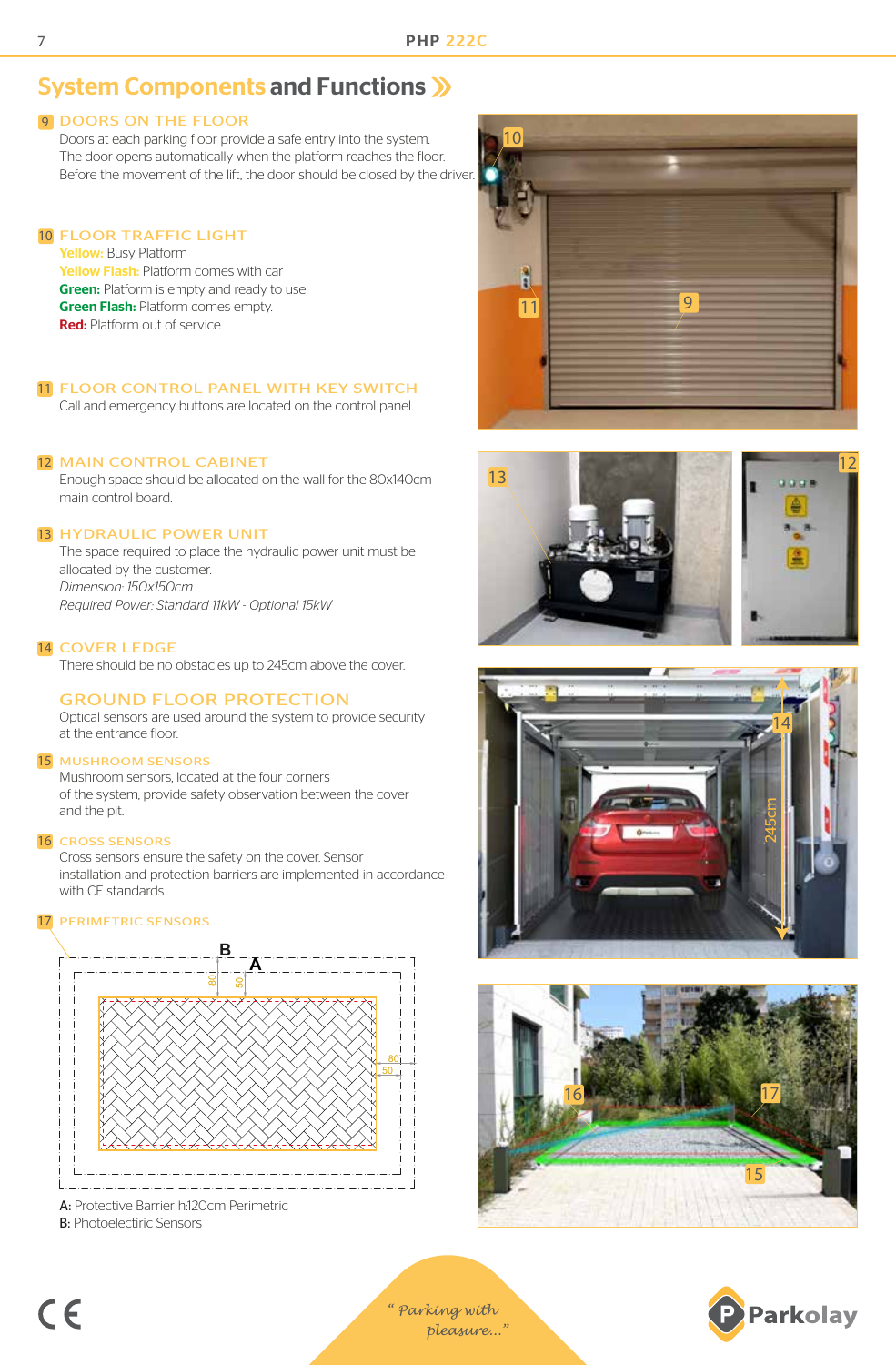# System Components and Functions

## 9 DOORS ON THE FLOOR

Doors at each parking floor provide a safe entry into the system.
The door opens automatically when the platform reaches the floor.
Before the movement of the lift, the door should be closed by the driver.

## 10 FLOOR TRAFFIC LIGHT

**Yellow:** Busy Platform
**Yellow Flash:** Platform comes with car
**Green:** Platform is empty and ready to use
**Green Flash:** Platform comes empty.
**Red:** Platform out of service

## 11 FLOOR CONTROL PANEL WITH KEY SWITCH

Call and emergency buttons are located on the control panel.

## 12 MAIN CONTROL CABINET

Enough space should be allocated on the wall for the 80x140cm main control board.

## 13 HYDRAULIC POWER UNIT

The space required to place the hydraulic power unit must be allocated by the customer.
*Dimension: 150x150cm*
*Required Power: Standard 11kW - Optional 15kW*

## 14 COVER LEDGE

There should be no obstacles up to 245cm above the cover.

## GROUND FLOOR PROTECTION

Optical sensors are used around the system to provide security at the entrance floor.

### 15 MUSHROOM SENSORS

Mushroom sensors, located at the four corners of the system, provide safety observation between the cover and the pit.

### 16 CROSS SENSORS

Cross sensors ensure the safety on the cover. Sensor installation and protection barriers are implemented in accordance with CE standards.

### 17 PERIMETRIC SENSORS

**A:** Protective Barrier h:120cm Perimetric
**B:** Photoelectiric Sensors

“Parking with pleasure...”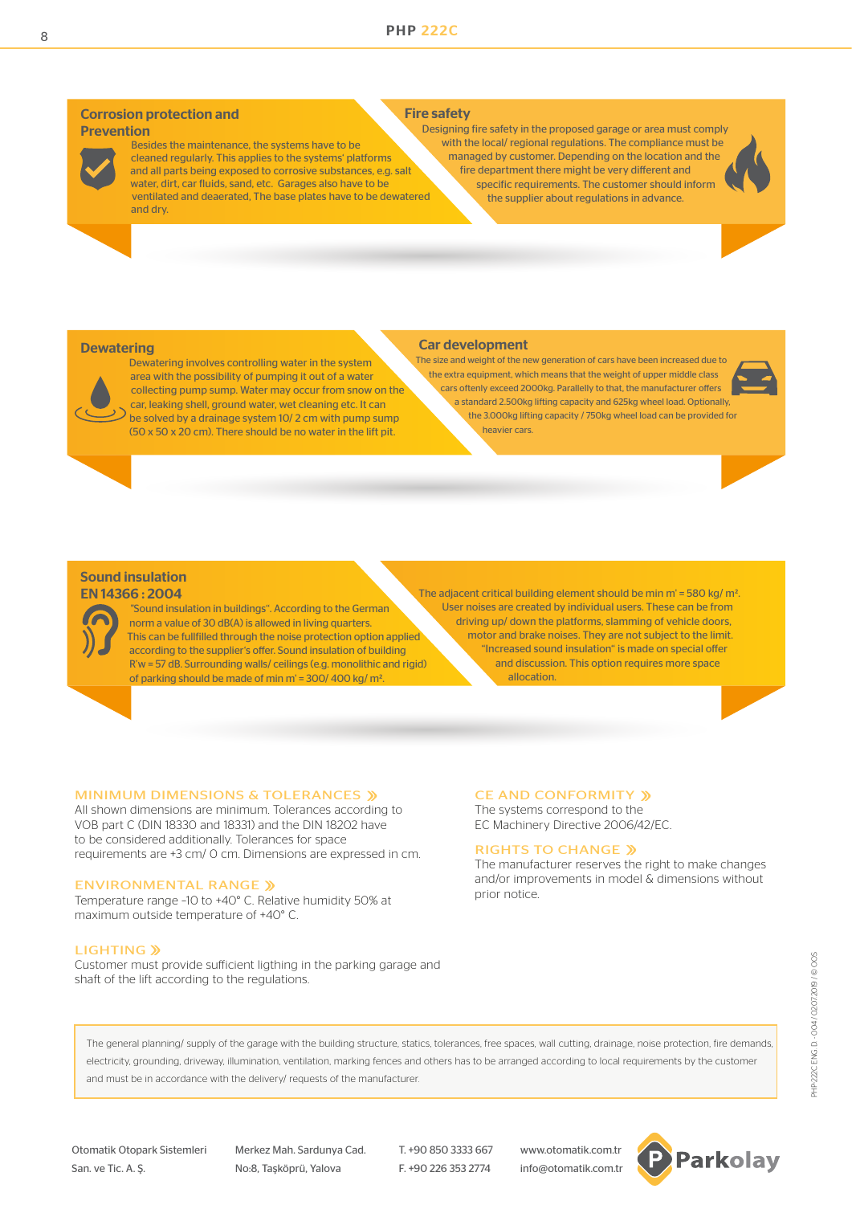## Corrosion protection and Prevention

Besides the maintenance, the systems have to be cleaned regularly. This applies to the systems' platforms and all parts being exposed to corrosive substances, e.g. salt water, dirt, car fluids, sand, etc. Garages also have to be ventilated and deaerated, The base plates have to be dewatered and dry.

## Fire safety

Designing fire safety in the proposed garage or area must comply with the local/ regional regulations. The compliance must be managed by customer. Depending on the location and the fire department there might be very different and specific requirements. The customer should inform the supplier about regulations in advance.

## Dewatering

Dewatering involves controlling water in the system area with the possibility of pumping it out of a water collecting pump sump. Water may occur from snow on the car, leaking shell, ground water, wet cleaning etc. It can be solved by a drainage system 10/ 2 cm with pump sump (50 x 50 x 20 cm). There should be no water in the lift pit.

## Car development

The size and weight of the new generation of cars have been increased due to the extra equipment, which means that the weight of upper middle class cars oftenly exceed 2000kg. Parallelly to that, the manufacturer offers a standard 2.500kg lifting capacity and 625kg wheel load. Optionally, the 3.000kg lifting capacity / 750kg wheel load can be provided for heavier cars.

## Sound insulation EN 14366 : 2004

"Sound insulation in buildings". According to the German norm a value of 30 dB(A) is allowed in living quarters. This can be fullfilled through the noise protection option applied according to the supplier's offer. Sound insulation of building R'w = 57 dB. Surrounding walls/ ceilings (e.g. monolithic and rigid) of parking should be made of min m' = 300/ 400 kg/ m².

The adjacent critical building element should be min m' = 580 kg/ m². User noises are created by individual users. These can be from driving up/ down the platforms, slamming of vehicle doors, motor and brake noises. They are not subject to the limit. "Increased sound insulation" is made on special offer and discussion. This option requires more space allocation.

### MINIMUM DIMENSIONS & TOLERANCES »

All shown dimensions are minimum. Tolerances according to VOB part C (DIN 18330 and 18331) and the DIN 18202 have to be considered additionally. Tolerances for space requirements are +3 cm/ 0 cm. Dimensions are expressed in cm.

### ENVIRONMENTAL RANGE »

Temperature range -10 to +40° C. Relative humidity 50% at maximum outside temperature of +40° C.

### LIGHTING »

Customer must provide sufficient ligthing in the parking garage and shaft of the lift according to the regulations.

### CE AND CONFORMITY »

The systems correspond to the EC Machinery Directive 2006/42/EC.

### RIGHTS TO CHANGE »

The manufacturer reserves the right to make changes and/or improvements in model & dimensions without prior notice.

The general planning/ supply of the garage with the building structure, statics, tolerances, free spaces, wall cutting, drainage, noise protection, fire demands, electricity, grounding, driveway, illumination, ventilation, marking fences and others has to be arranged according to local requirements by the customer and must be in accordance with the delivery/ requests of the manufacturer.

PHP222C ENG D - 004/ 02.07.2019 / © OOS

Otomatik Otopark Sistemleri San. ve Tic. A. Ş.
Merkez Mah. Sardunya Cad. No:8, Taşköprü, Yalova
T. +90 850 3333 667
F. +90 226 353 2774
www.otomatik.com.tr
info@otomatik.com.tr

Parkolay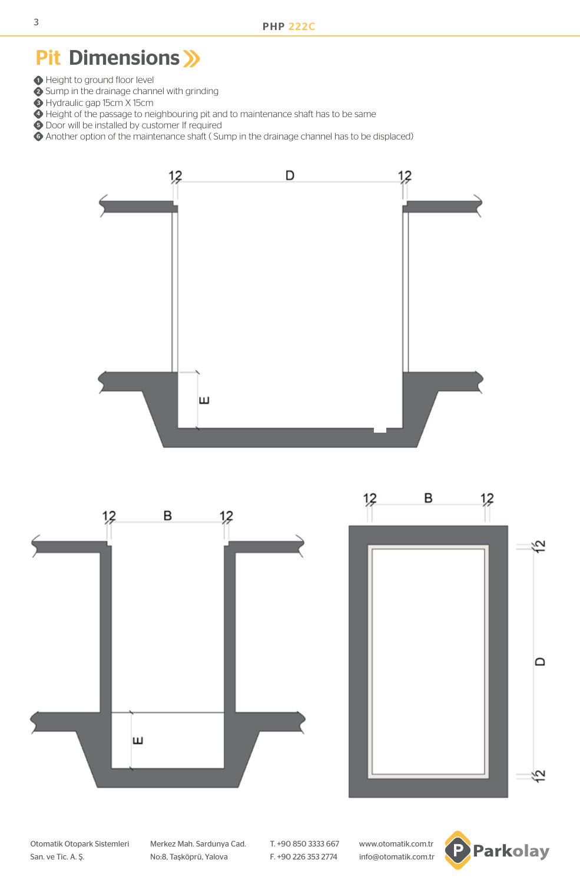# Pit Dimensions

1. Height to ground floor level
2. Sump in the drainage channel with grinding
3. Hydraulic gap 15cm X 15cm
4. Height of the passage to neighbouring pit and to maintenance shaft has to be same
5. Door will be installed by customer If required
6. Another option of the maintenance shaft ( Sump in the drainage channel has to be displaced)

12 D 12

E

12 B 12

E

12 B 12

12 D 12

Otomatik Otopark Sistemleri San. ve Tic. A. Ş.

Merkez Mah. Sardunya Cad. No:8, Taşköprü, Yalova

T. +90 850 3333 667
F. +90 226 353 2774

www.otomatik.com.tr
info@otomatik.com.tr

Parkolay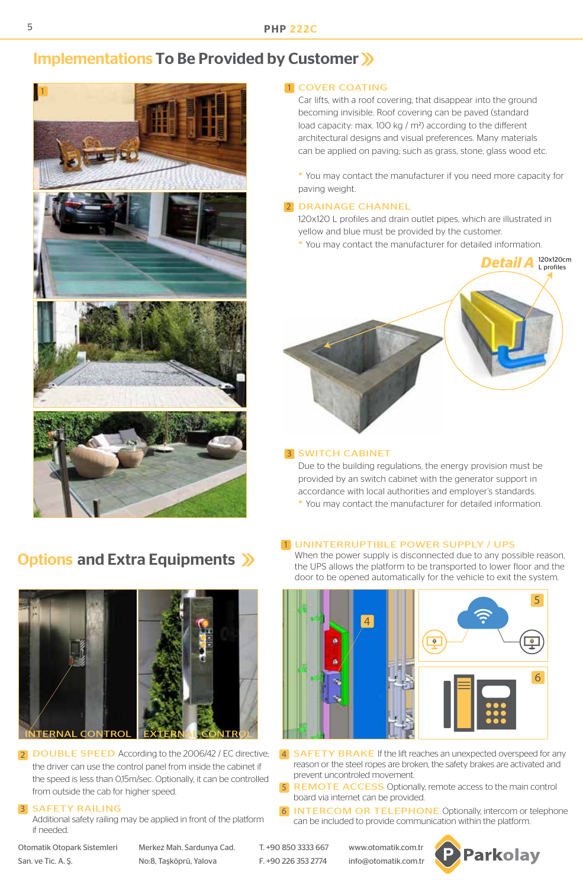## Implementations To Be Provided by Customer

### 1 COVER COATING

Car lifts, with a roof covering, that disappear into the ground becoming invisible. Roof covering can be paved (standard load capacity: max. 100 kg / m²) according to the different architectural designs and visual preferences. Many materials can be applied on paving; such as grass, stone, glass wood etc.

\* You may contact the manufacturer if you need more capacity for paving weight.

### 2 DRAINAGE CHANNEL

120x120 L profiles and drain outlet pipes, which are illustrated in yellow and blue must be provided by the customer.

\* You may contact the manufacturer for detailed information.

Detail A

120x120cm L profiles

### 3 SWITCH CABINET

Due to the building regulations, the energy provision must be provided by an switch cabinet with the generator support in accordance with local authorities and employer's standards.

\* You may contact the manufacturer for detailed information.

## Options and Extra Equipments

INTERNAL CONTROL

EXTERNAL CONTROL

### 1 UNINTERRUPTIBLE POWER SUPPLY / UPS

When the power supply is disconnected due to any possible reason, the UPS allows the platform to be transported to lower floor and the door to be opened automatically for the vehicle to exit the system.

### 2 DOUBLE SPEED

According to the 2006/42 / EC directive; the driver can use the control panel from inside the cabinet if the speed is less than 0,15m/sec. Optionally, it can be controlled from outside the cab for higher speed.

### 3 SAFETY RAILING

Additional safety railing may be applied in front of the platform if needed.

### 4 SAFETY BRAKE

If the lift reaches an unexpected overspeed for any reason or the steel ropes are broken, the safety brakes are activated and prevent uncontroled movement.

### 5 REMOTE ACCESS

Optionally, remote access to the main control board via internet can be provided.

### 6 INTERCOM OR TELEPHONE

Optionally, intercom or telephone can be included to provide communication within the platform.

Otomatik Otopark Sistemleri San. ve Tic. A. Ş. | Merkez Mah. Sardunya Cad. No:8, Taşköprü, Yalova | T. +90 850 3333 667 F. +90 226 353 2774 | www.otomatik.com.tr info@otomatik.com.tr | Parkolay